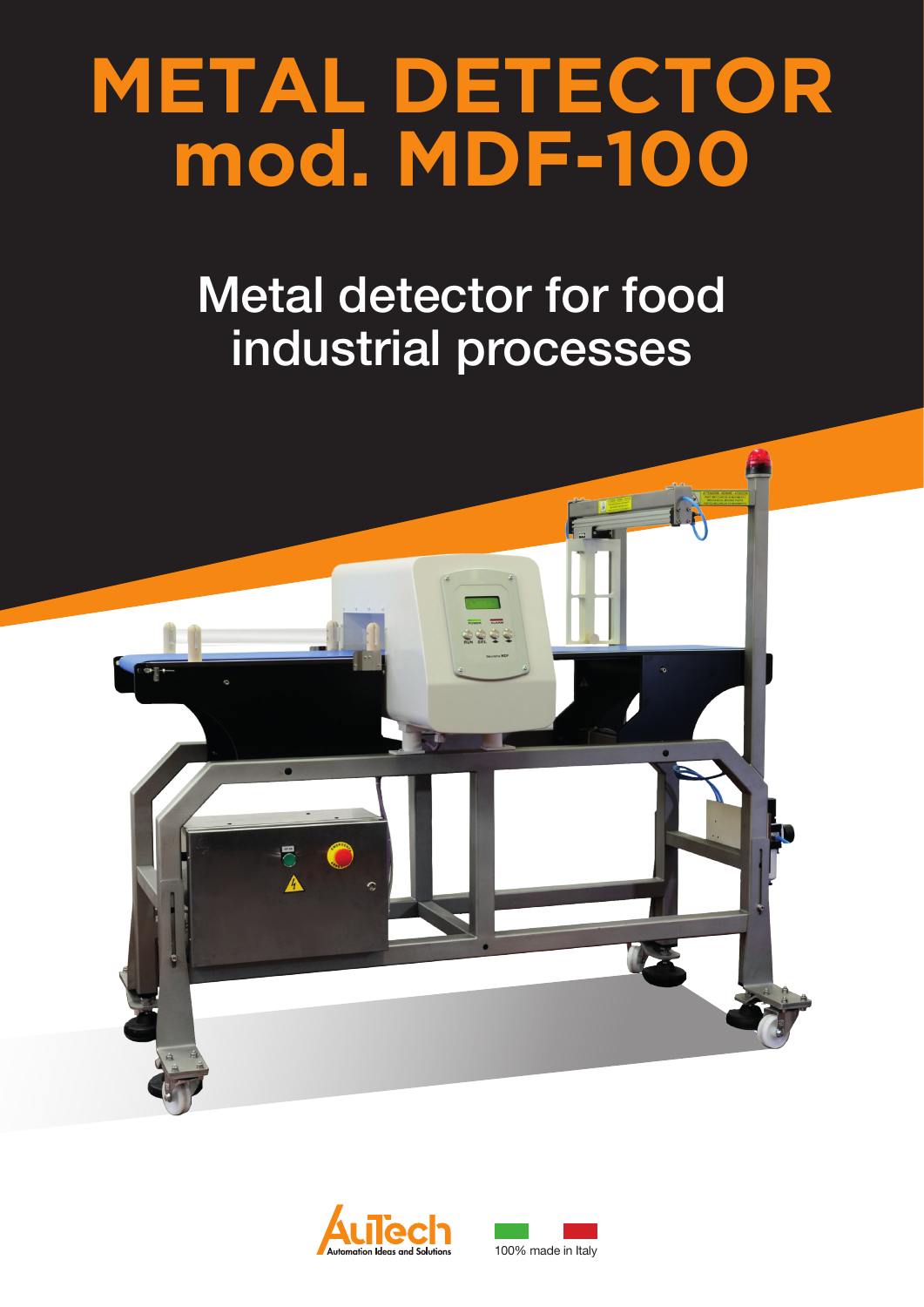# METAL DETECTOR mod. MDF-100

## Metal detector for food industrial processes

AuTech Automation Ideas and Solutions

100% made in Italy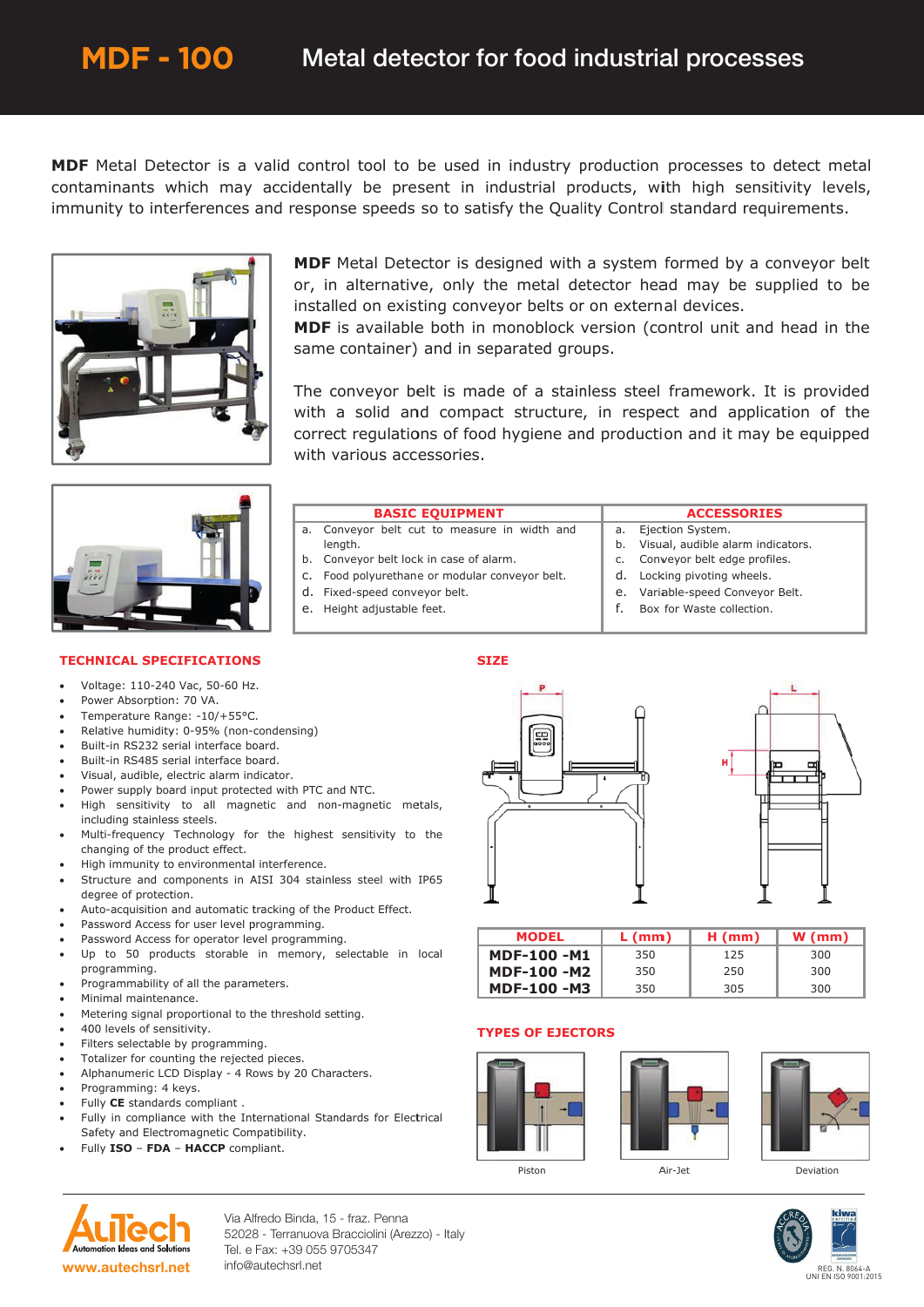# MDF - 100 Metal detector for food industrial processes

**MDF** Metal Detector is a valid control tool to be used in industry production processes to detect metal contaminants which may accidentally be present in industrial products, with high sensitivity levels, immunity to interferences and response speeds so to satisfy the Quality Control standard requirements.

**MDF** Metal Detector is designed with a system formed by a conveyor belt or, in alternative, only the metal detector head may be supplied to be installed on existing conveyor belts or on external devices.
**MDF** is available both in monoblock version (control unit and head in the same container) and in separated groups.

The conveyor belt is made of a stainless steel framework. It is provided with a solid and compact structure, in respect and application of the correct regulations of food hygiene and production and it may be equipped with various accessories.

| BASIC EQUIPMENT | ACCESSORIES |
|---|---|
| a. Conveyor belt cut to measure in width and length. | a. Ejection System. |
| b. Conveyor belt lock in case of alarm. | b. Visual, audible alarm indicators. |
| c. Food polyurethane or modular conveyor belt. | c. Conveyor belt edge profiles. |
| d. Fixed-speed conveyor belt. | d. Locking pivoting wheels. |
| e. Height adjustable feet. | e. Variable-speed Conveyor Belt. |
| | f. Box for Waste collection. |

## TECHNICAL SPECIFICATIONS

- Voltage: 110-240 Vac, 50-60 Hz.
- Power Absorption: 70 VA.
- Temperature Range: -10/+55°C.
- Relative humidity: 0-95% (non-condensing)
- Built-in RS232 serial interface board.
- Built-in RS485 serial interface board.
- Visual, audible, electric alarm indicator.
- Power supply board input protected with PTC and NTC.
- High sensitivity to all magnetic and non-magnetic metals, including stainless steels.
- Multi-frequency Technology for the highest sensitivity to the changing of the product effect.
- High immunity to environmental interference.
- Structure and components in AISI 304 stainless steel with IP65 degree of protection.
- Auto-acquisition and automatic tracking of the Product Effect.
- Password Access for user level programming.
- Password Access for operator level programming.
- Up to 50 products storable in memory, selectable in local programming.
- Programmability of all the parameters.
- Minimal maintenance.
- Metering signal proportional to the threshold setting.
- 400 levels of sensitivity.
- Filters selectable by programming.
- Totalizer for counting the rejected pieces.
- Alphanumeric LCD Display - 4 Rows by 20 Characters.
- Programming: 4 keys.
- Fully **CE** standards compliant .
- Fully in compliance with the International Standards for Electrical Safety and Electromagnetic Compatibility.
- Fully **ISO** – **FDA** – **HACCP** compliant.

## SIZE

P
L
H

| MODEL | L (mm) | H (mm) | W (mm) |
|---|---|---|---|
| MDF-100 -M1 | 350 | 125 | 300 |
| MDF-100 -M2 | 350 | 250 | 300 |
| MDF-100 -M3 | 350 | 305 | 300 |

## TYPES OF EJECTORS

Piston

Air-Jet

Deviation

AuTech Automation Ideas and Solutions
www.autechsrl.net

Via Alfredo Binda, 15 - fraz. Penna
52028 - Terranuova Bracciolini (Arezzo) - Italy
Tel. e Fax: +39 055 9705347
info@autechsrl.net

REG. N. 8064-A
UNI EN ISO 9001:2015